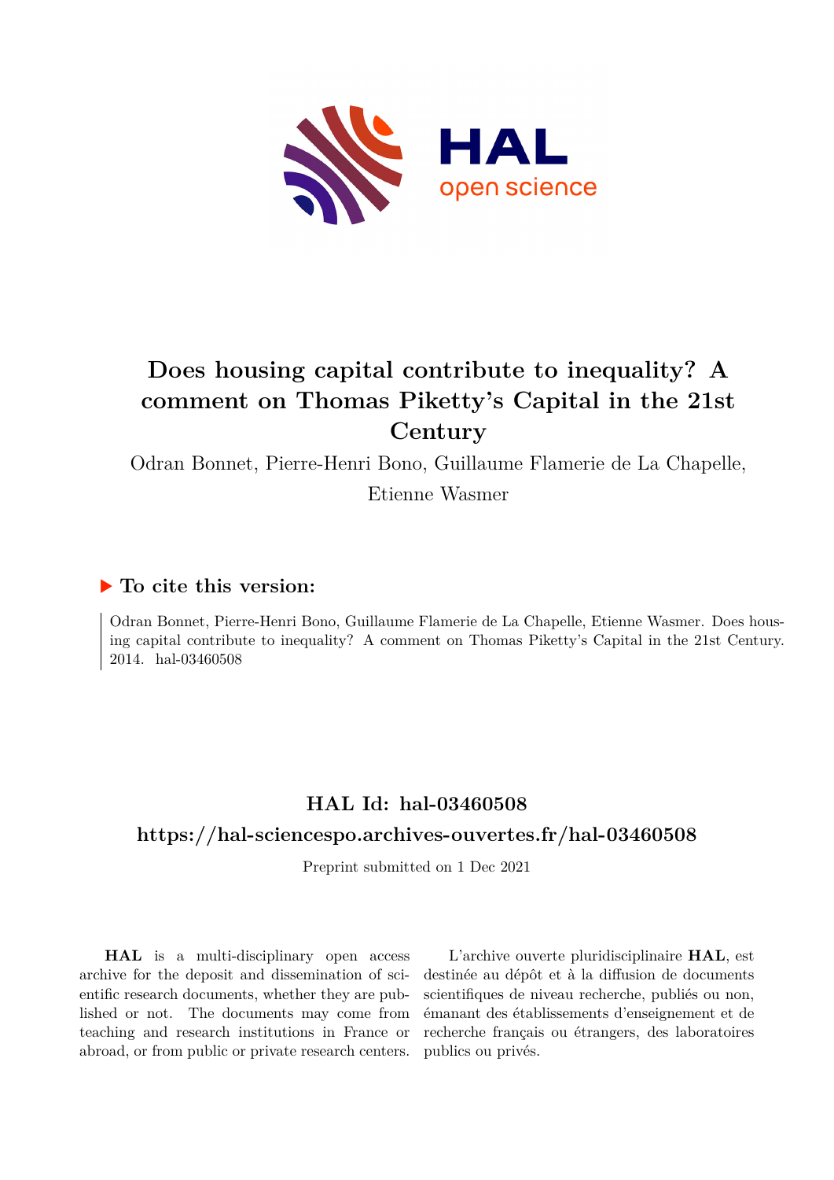# Does housing capital contribute to inequality? A comment on Thomas Piketty's Capital in the 21st Century

Odran Bonnet, Pierre-Henri Bono, Guillaume Flamerie de La Chapelle, Etienne Wasmer

## ▶ To cite this version:

Odran Bonnet, Pierre-Henri Bono, Guillaume Flamerie de La Chapelle, Etienne Wasmer. Does housing capital contribute to inequality? A comment on Thomas Piketty's Capital in the 21st Century. 2014. hal-03460508

## HAL Id: hal-03460508

## https://hal-sciencespo.archives-ouvertes.fr/hal-03460508

Preprint submitted on 1 Dec 2021

**HAL** is a multi-disciplinary open access archive for the deposit and dissemination of scientific research documents, whether they are published or not. The documents may come from teaching and research institutions in France or abroad, or from public or private research centers.

L'archive ouverte pluridisciplinaire **HAL**, est destinée au dépôt et à la diffusion de documents scientifiques de niveau recherche, publiés ou non, émanant des établissements d'enseignement et de recherche français ou étrangers, des laboratoires publics ou privés.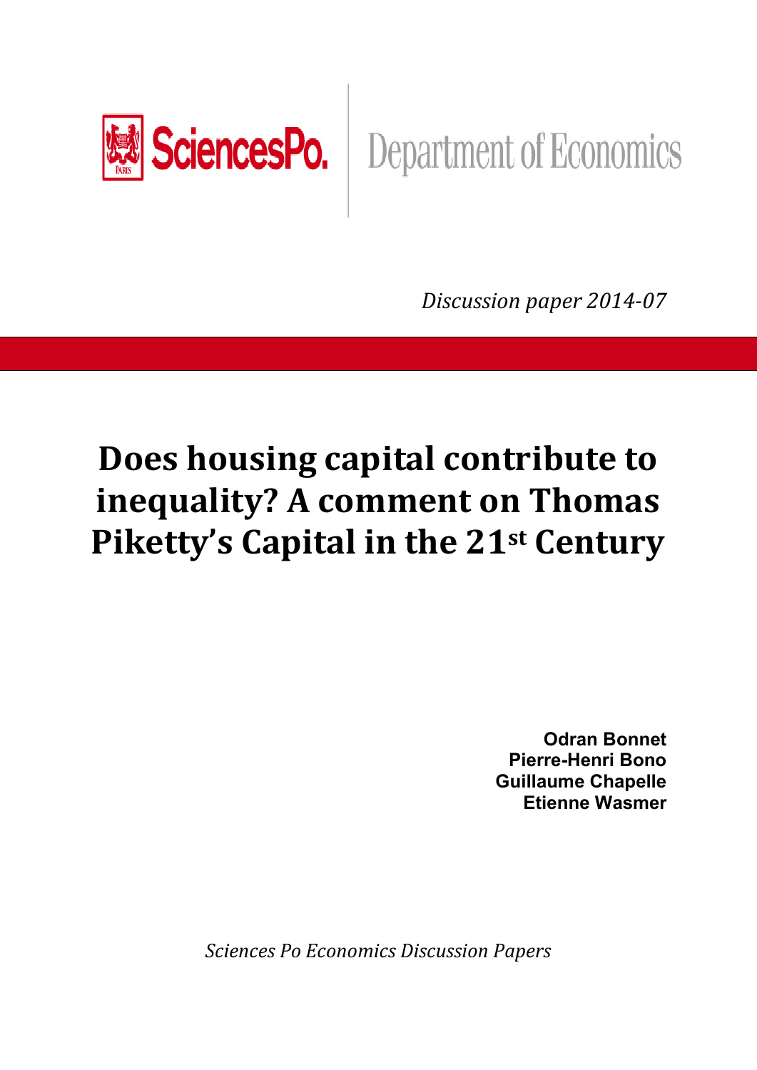Discussion paper 2014-07

# Does housing capital contribute to inequality? A comment on Thomas Piketty's Capital in the 21st Century

**Odran Bonnet**
**Pierre-Henri Bono**
**Guillaume Chapelle**
**Etienne Wasmer**

*Sciences Po Economics Discussion Papers*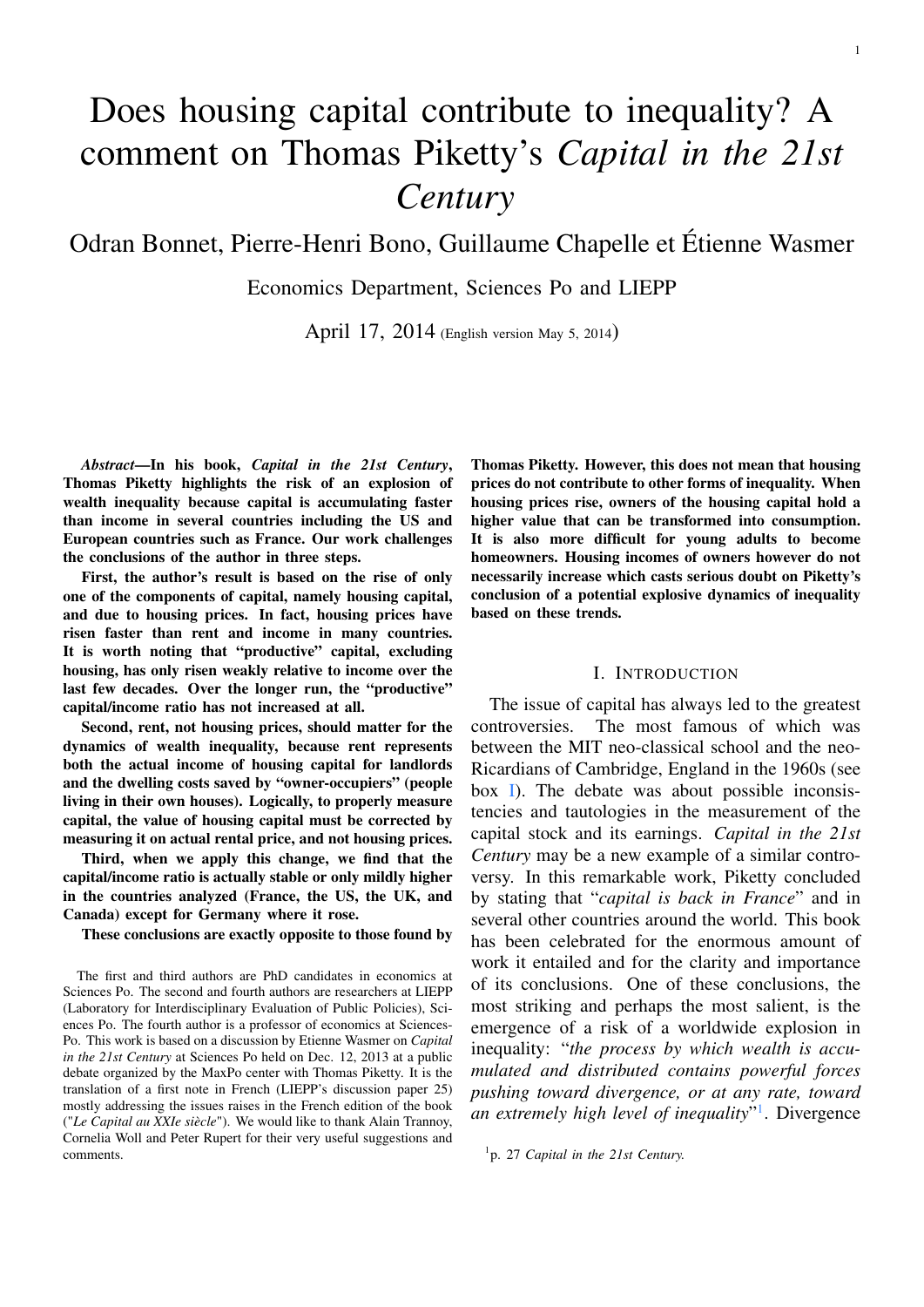# Does housing capital contribute to inequality? A comment on Thomas Piketty's *Capital in the 21st Century*

Odran Bonnet, Pierre-Henri Bono, Guillaume Chapelle et Étienne Wasmer

Economics Department, Sciences Po and LIEPP

April 17, 2014 (English version May 5, 2014)

***Abstract*—In his book, *Capital in the 21st Century*, Thomas Piketty highlights the risk of an explosion of wealth inequality because capital is accumulating faster than income in several countries including the US and European countries such as France. Our work challenges the conclusions of the author in three steps.**

**First, the author's result is based on the rise of only one of the components of capital, namely housing capital, and due to housing prices. In fact, housing prices have risen faster than rent and income in many countries. It is worth noting that "productive" capital, excluding housing, has only risen weakly relative to income over the last few decades. Over the longer run, the "productive" capital/income ratio has not increased at all.**

**Second, rent, not housing prices, should matter for the dynamics of wealth inequality, because rent represents both the actual income of housing capital for landlords and the dwelling costs saved by "owner-occupiers" (people living in their own houses). Logically, to properly measure capital, the value of housing capital must be corrected by measuring it on actual rental price, and not housing prices.**

**Third, when we apply this change, we find that the capital/income ratio is actually stable or only mildly higher in the countries analyzed (France, the US, the UK, and Canada) except for Germany where it rose.**

**These conclusions are exactly opposite to those found by Thomas Piketty. However, this does not mean that housing prices do not contribute to other forms of inequality. When housing prices rise, owners of the housing capital hold a higher value that can be transformed into consumption. It is also more difficult for young adults to become homeowners. Housing incomes of owners however do not necessarily increase which casts serious doubt on Piketty's conclusion of a potential explosive dynamics of inequality based on these trends.**

The first and third authors are PhD candidates in economics at Sciences Po. The second and fourth authors are researchers at LIEPP (Laboratory for Interdisciplinary Evaluation of Public Policies), Sciences Po. The fourth author is a professor of economics at Sciences-Po. This work is based on a discussion by Etienne Wasmer on *Capital in the 21st Century* at Sciences Po held on Dec. 12, 2013 at a public debate organized by the MaxPo center with Thomas Piketty. It is the translation of a first note in French (LIEPP's discussion paper 25) mostly addressing the issues raises in the French edition of the book ("*Le Capital au XXIe siècle*"). We would like to thank Alain Trannoy, Cornelia Woll and Peter Rupert for their very useful suggestions and comments.

## I. Introduction

The issue of capital has always led to the greatest controversies. The most famous of which was between the MIT neo-classical school and the neo-Ricardians of Cambridge, England in the 1960s (see box I). The debate was about possible inconsistencies and tautologies in the measurement of the capital stock and its earnings. *Capital in the 21st Century* may be a new example of a similar controversy. In this remarkable work, Piketty concluded by stating that "*capital is back in France*" and in several other countries around the world. This book has been celebrated for the enormous amount of work it entailed and for the clarity and importance of its conclusions. One of these conclusions, the most striking and perhaps the most salient, is the emergence of a risk of a worldwide explosion in inequality: "*the process by which wealth is accumulated and distributed contains powerful forces pushing toward divergence, or at any rate, toward an extremely high level of inequality*"[1]. Divergence

[1] p. 27 *Capital in the 21st Century.*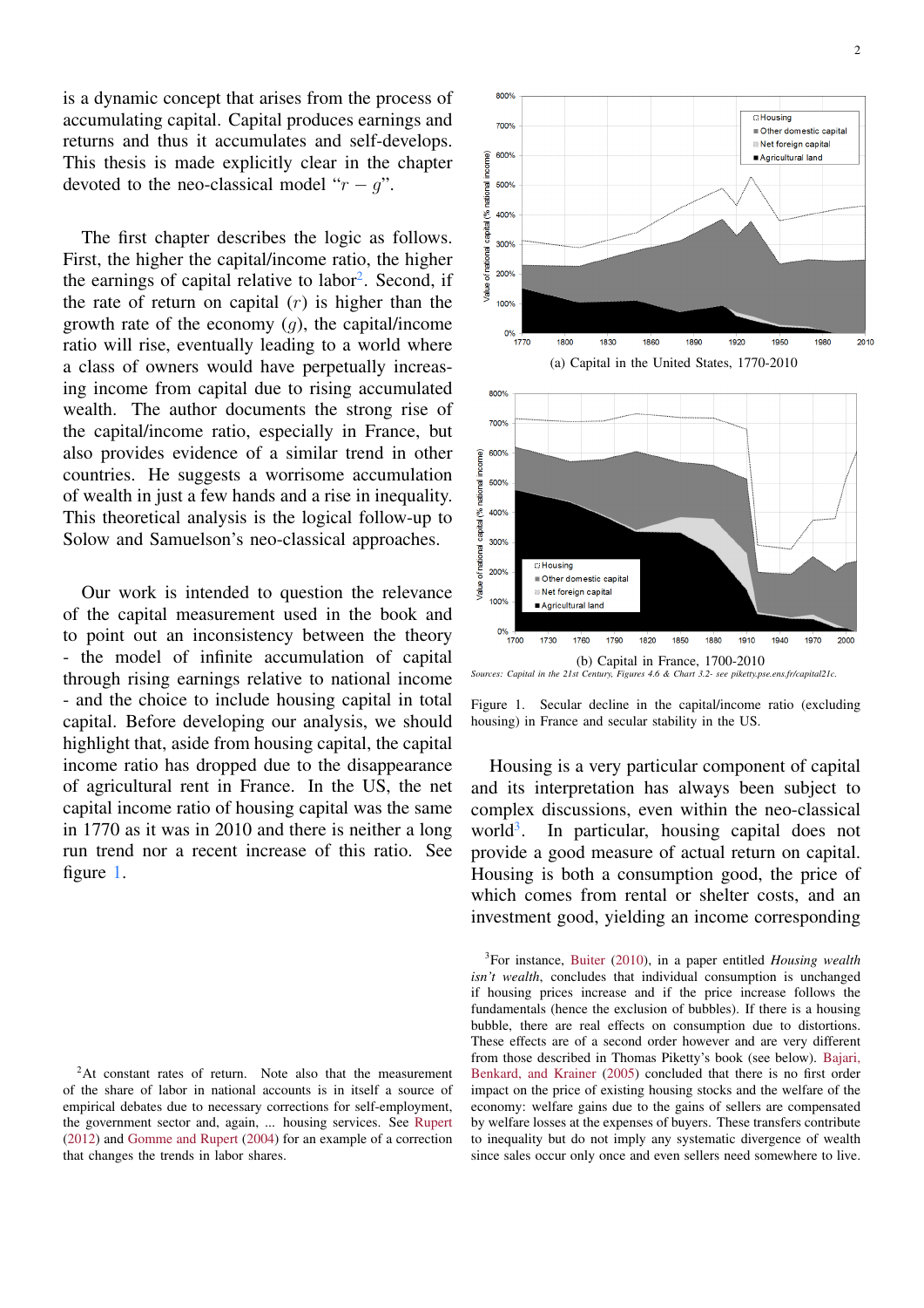is a dynamic concept that arises from the process of accumulating capital. Capital produces earnings and returns and thus it accumulates and self-develops. This thesis is made explicitly clear in the chapter devoted to the neo-classical model "$r - g$".

The first chapter describes the logic as follows. First, the higher the capital/income ratio, the higher the earnings of capital relative to labor[2]. Second, if the rate of return on capital ($r$) is higher than the growth rate of the economy ($g$), the capital/income ratio will rise, eventually leading to a world where a class of owners would have perpetually increasing income from capital due to rising accumulated wealth. The author documents the strong rise of the capital/income ratio, especially in France, but also provides evidence of a similar trend in other countries. He suggests a worrisome accumulation of wealth in just a few hands and a rise in inequality. This theoretical analysis is the logical follow-up to Solow and Samuelson's neo-classical approaches.

Our work is intended to question the relevance of the capital measurement used in the book and to point out an inconsistency between the theory - the model of infinite accumulation of capital through rising earnings relative to national income - and the choice to include housing capital in total capital. Before developing our analysis, we should highlight that, aside from housing capital, the capital income ratio has dropped due to the disappearance of agricultural rent in France. In the US, the net capital income ratio of housing capital was the same in 1770 as it was in 2010 and there is neither a long run trend nor a recent increase of this ratio. See figure 1.

(a) Capital in the United States, 1770-2010

(b) Capital in France, 1700-2010

*Sources: Capital in the 21st Century, Figures 4.6 & Chart 3.2- see piketty.pse.ens.fr/capital21c.*

Figure 1. Secular decline in the capital/income ratio (excluding housing) in France and secular stability in the US.

Housing is a very particular component of capital and its interpretation has always been subject to complex discussions, even within the neo-classical world[3]. In particular, housing capital does not provide a good measure of actual return on capital. Housing is both a consumption good, the price of which comes from rental or shelter costs, and an investment good, yielding an income corresponding

[2]At constant rates of return. Note also that the measurement of the share of labor in national accounts is in itself a source of empirical debates due to necessary corrections for self-employment, the government sector and, again, ... housing services. See Rupert (2012) and Gomme and Rupert (2004) for an example of a correction that changes the trends in labor shares.

[3]For instance, Buiter (2010), in a paper entitled *Housing wealth isn't wealth*, concludes that individual consumption is unchanged if housing prices increase and if the price increase follows the fundamentals (hence the exclusion of bubbles). If there is a housing bubble, there are real effects on consumption due to distortions. These effects are of a second order however and are very different from those described in Thomas Piketty's book (see below). Bajari, Benkard, and Krainer (2005) concluded that there is no first order impact on the price of existing housing stocks and the welfare of the economy: welfare gains due to the gains of sellers are compensated by welfare losses at the expenses of buyers. These transfers contribute to inequality but do not imply any systematic divergence of wealth since sales occur only once and even sellers need somewhere to live.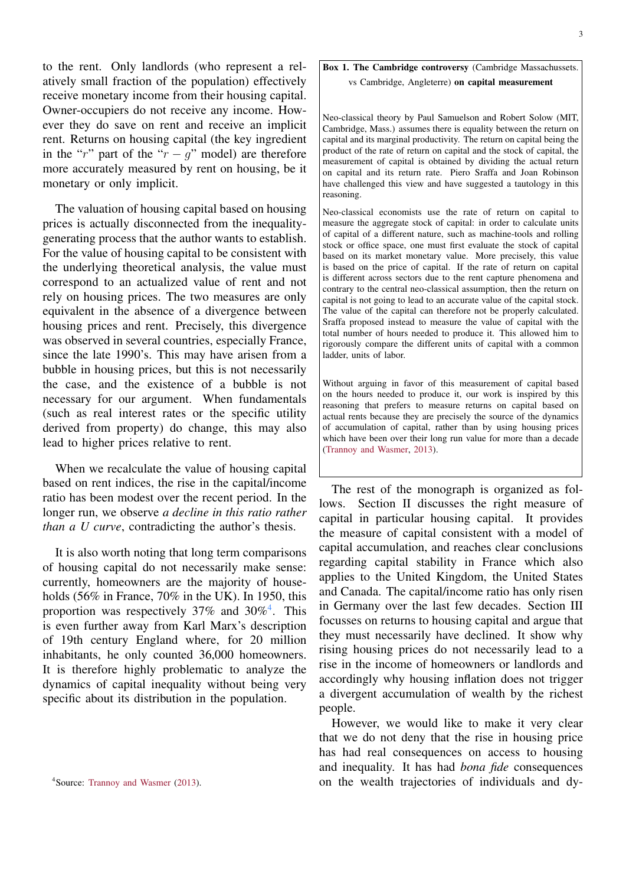to the rent. Only landlords (who represent a relatively small fraction of the population) effectively receive monetary income from their housing capital. Owner-occupiers do not receive any income. However they do save on rent and receive an implicit rent. Returns on housing capital (the key ingredient in the "$r$" part of the "$r - g$" model) are therefore more accurately measured by rent on housing, be it monetary or only implicit.

The valuation of housing capital based on housing prices is actually disconnected from the inequality-generating process that the author wants to establish. For the value of housing capital to be consistent with the underlying theoretical analysis, the value must correspond to an actualized value of rent and not rely on housing prices. The two measures are only equivalent in the absence of a divergence between housing prices and rent. Precisely, this divergence was observed in several countries, especially France, since the late 1990's. This may have arisen from a bubble in housing prices, but this is not necessarily the case, and the existence of a bubble is not necessary for our argument. When fundamentals (such as real interest rates or the specific utility derived from property) do change, this may also lead to higher prices relative to rent.

When we recalculate the value of housing capital based on rent indices, the rise in the capital/income ratio has been modest over the recent period. In the longer run, we observe *a decline in this ratio rather than a U curve*, contradicting the author's thesis.

It is also worth noting that long term comparisons of housing capital do not necessarily make sense: currently, homeowners are the majority of households (56% in France, 70% in the UK). In 1950, this proportion was respectively 37% and 30%[4]. This is even further away from Karl Marx's description of 19th century England where, for 20 million inhabitants, he only counted 36,000 homeowners. It is therefore highly problematic to analyze the dynamics of capital inequality without being very specific about its distribution in the population.

[4]Source: Trannoy and Wasmer (2013).

---

**Box 1. The Cambridge controversy** (Cambridge Massachussets. vs Cambridge, Angleterre) **on capital measurement**

Neo-classical theory by Paul Samuelson and Robert Solow (MIT, Cambridge, Mass.) assumes there is equality between the return on capital and its marginal productivity. The return on capital being the product of the rate of return on capital and the stock of capital, the measurement of capital is obtained by dividing the actual return on capital and its return rate. Piero Sraffa and Joan Robinson have challenged this view and have suggested a tautology in this reasoning.

Neo-classical economists use the rate of return on capital to measure the aggregate stock of capital: in order to calculate units of capital of a different nature, such as machine-tools and rolling stock or office space, one must first evaluate the stock of capital based on its market monetary value. More precisely, this value is based on the price of capital. If the rate of return on capital is different across sectors due to the rent capture phenomena and contrary to the central neo-classical assumption, then the return on capital is not going to lead to an accurate value of the capital stock. The value of the capital can therefore not be properly calculated. Sraffa proposed instead to measure the value of capital with the total number of hours needed to produce it. This allowed him to rigorously compare the different units of capital with a common ladder, units of labor.

Without arguing in favor of this measurement of capital based on the hours needed to produce it, our work is inspired by this reasoning that prefers to measure returns on capital based on actual rents because they are precisely the source of the dynamics of accumulation of capital, rather than by using housing prices which have been over their long run value for more than a decade (Trannoy and Wasmer, 2013).

---

The rest of the monograph is organized as follows. Section II discusses the right measure of capital in particular housing capital. It provides the measure of capital consistent with a model of capital accumulation, and reaches clear conclusions regarding capital stability in France which also applies to the United Kingdom, the United States and Canada. The capital/income ratio has only risen in Germany over the last few decades. Section III focusses on returns to housing capital and argue that they must necessarily have declined. It show why rising housing prices do not necessarily lead to a rise in the income of homeowners or landlords and accordingly why housing inflation does not trigger a divergent accumulation of wealth by the richest people.

However, we would like to make it very clear that we do not deny that the rise in housing price has had real consequences on access to housing and inequality. It has had *bona fide* consequences on the wealth trajectories of individuals and dy-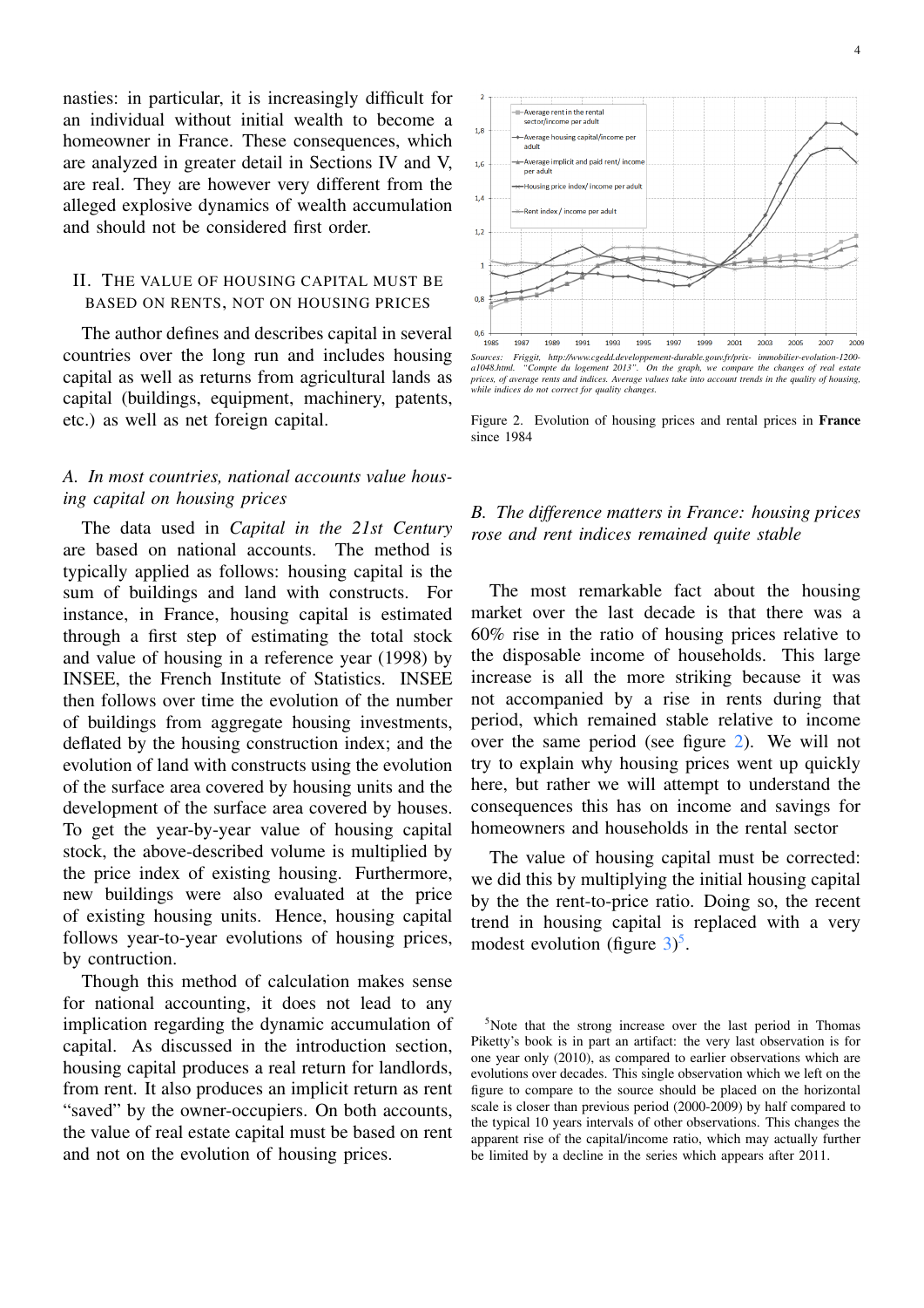nasties: in particular, it is increasingly difficult for an individual without initial wealth to become a homeowner in France. These consequences, which are analyzed in greater detail in Sections IV and V, are real. They are however very different from the alleged explosive dynamics of wealth accumulation and should not be considered first order.

## II. The value of housing capital must be based on rents, not on housing prices

The author defines and describes capital in several countries over the long run and includes housing capital as well as returns from agricultural lands as capital (buildings, equipment, machinery, patents, etc.) as well as net foreign capital.

### *A. In most countries, national accounts value housing capital on housing prices*

The data used in *Capital in the 21st Century* are based on national accounts. The method is typically applied as follows: housing capital is the sum of buildings and land with constructs. For instance, in France, housing capital is estimated through a first step of estimating the total stock and value of housing in a reference year (1998) by INSEE, the French Institute of Statistics. INSEE then follows over time the evolution of the number of buildings from aggregate housing investments, deflated by the housing construction index; and the evolution of land with constructs using the evolution of the surface area covered by housing units and the development of the surface area covered by houses. To get the year-by-year value of housing capital stock, the above-described volume is multiplied by the price index of existing housing. Furthermore, new buildings were also evaluated at the price of existing housing units. Hence, housing capital follows year-to-year evolutions of housing prices, by contruction.

Though this method of calculation makes sense for national accounting, it does not lead to any implication regarding the dynamic accumulation of capital. As discussed in the introduction section, housing capital produces a real return for landlords, from rent. It also produces an implicit return as rent "saved" by the owner-occupiers. On both accounts, the value of real estate capital must be based on rent and not on the evolution of housing prices.

*Sources: Friggit, http://www.cgedd.developpement-durable.gouv.fr/prix- immobilier-evolution-1200-a1048.html. "Compte du logement 2013". On the graph, we compare the changes of real estate prices, of average rents and indices. Average values take into account trends in the quality of housing, while indices do not correct for quality changes.*

Figure 2. Evolution of housing prices and rental prices in **France** since 1984

### *B. The difference matters in France: housing prices rose and rent indices remained quite stable*

The most remarkable fact about the housing market over the last decade is that there was a 60% rise in the ratio of housing prices relative to the disposable income of households. This large increase is all the more striking because it was not accompanied by a rise in rents during that period, which remained stable relative to income over the same period (see figure 2). We will not try to explain why housing prices went up quickly here, but rather we will attempt to understand the consequences this has on income and savings for homeowners and households in the rental sector

The value of housing capital must be corrected: we did this by multiplying the initial housing capital by the the rent-to-price ratio. Doing so, the recent trend in housing capital is replaced with a very modest evolution (figure 3)[5].

[5]Note that the strong increase over the last period in Thomas Piketty's book is in part an artifact: the very last observation is for one year only (2010), as compared to earlier observations which are evolutions over decades. This single observation which we left on the figure to compare to the source should be placed on the horizontal scale is closer than previous period (2000-2009) by half compared to the typical 10 years intervals of other observations. This changes the apparent rise of the capital/income ratio, which may actually further be limited by a decline in the series which appears after 2011.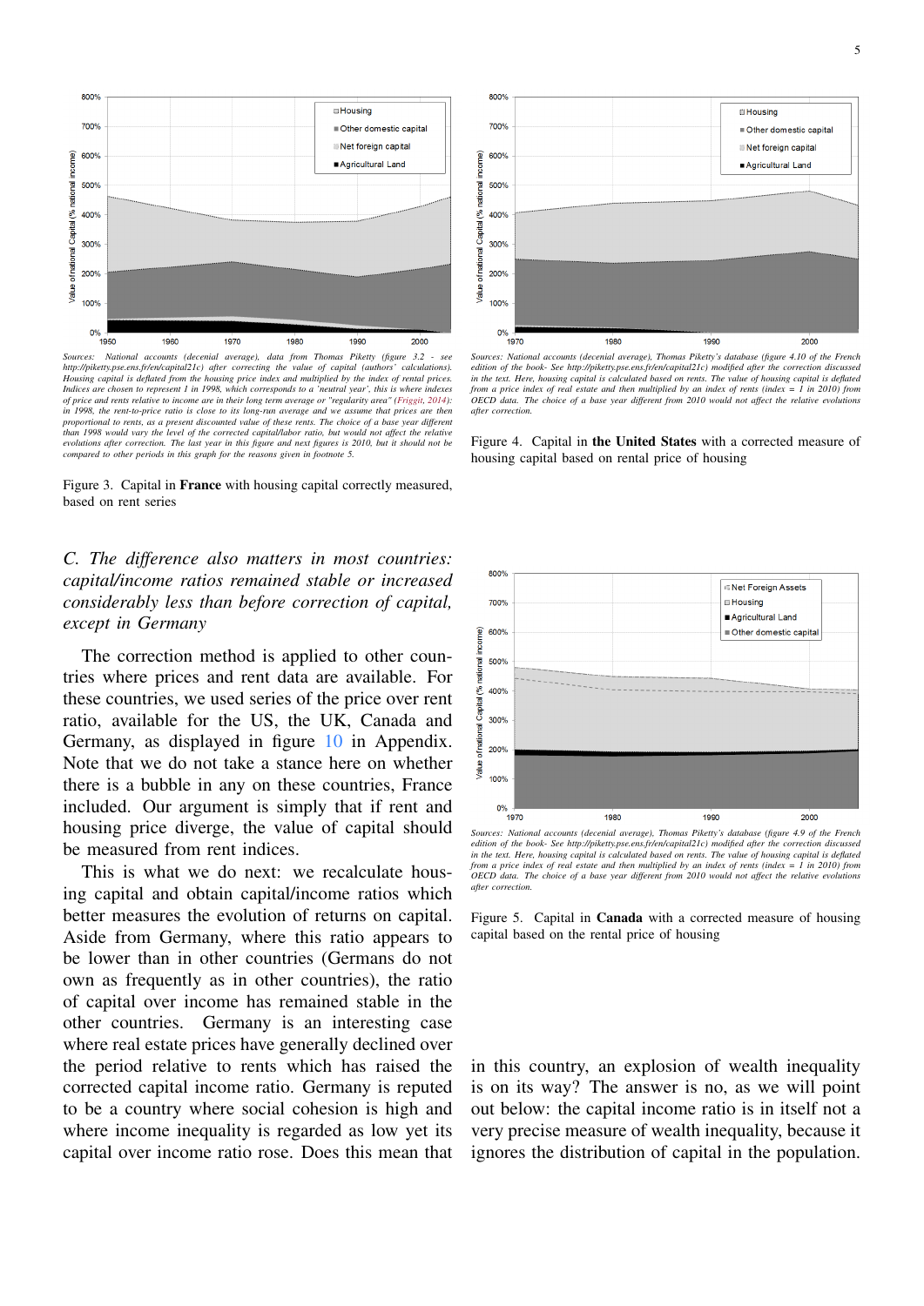Sources: National accounts (decenial average), data from Thomas Piketty (figure 3.2 - see http://piketty.pse.ens.fr/en/capital21c) after correcting the value of capital (authors' calculations). Housing capital is deflated from the housing price index and multiplied by the index of rental prices. Indices are chosen to represent 1 in 1998, which corresponds to a 'neutral year', this is where indexes of price and rents relative to income are in their long term average or "regularity area" (Friggit, 2014): in 1998, the rent-to-price ratio is close to its long-run average and we assume that prices are then proportional to rents, as a present discounted value of these rents. The choice of a base year different than 1998 would vary the level of the corrected capital/labor ratio, but would not affect the relative evolutions after correction. The last year in this figure and next figures is 2010, but it should not be compared to other periods in this graph for the reasons given in footnote 5.

Figure 3. Capital in **France** with housing capital correctly measured, based on rent series

Sources: National accounts (decenial average), Thomas Piketty's database (figure 4.10 of the French edition of the book- See http://piketty.pse.ens.fr/en/capital21c) modified after the correction discussed in the text. Here, housing capital is calculated based on rents. The value of housing capital is deflated from a price index of real estate and then multiplied by an index of rents (index = 1 in 2010) from OECD data. The choice of a base year different from 2010 would not affect the relative evolutions after correction.

Figure 4. Capital in **the United States** with a corrected measure of housing capital based on rental price of housing

Sources: National accounts (decenial average), Thomas Piketty's database (figure 4.9 of the French edition of the book- See http://piketty.pse.ens.fr/en/capital21c) modified after the correction discussed in the text. Here, housing capital is calculated based on rents. The value of housing capital is deflated from a price index of real estate and then multiplied by an index of rents (index = 1 in 2010) from OECD data. The choice of a base year different from 2010 would not affect the relative evolutions after correction.

Figure 5. Capital in **Canada** with a corrected measure of housing capital based on the rental price of housing

### *C. The difference also matters in most countries: capital/income ratios remained stable or increased considerably less than before correction of capital, except in Germany*

The correction method is applied to other countries where prices and rent data are available. For these countries, we used series of the price over rent ratio, available for the US, the UK, Canada and Germany, as displayed in figure 10 in Appendix. Note that we do not take a stance here on whether there is a bubble in any on these countries, France included. Our argument is simply that if rent and housing price diverge, the value of capital should be measured from rent indices.

This is what we do next: we recalculate housing capital and obtain capital/income ratios which better measures the evolution of returns on capital. Aside from Germany, where this ratio appears to be lower than in other countries (Germans do not own as frequently as in other countries), the ratio of capital over income has remained stable in the other countries. Germany is an interesting case where real estate prices have generally declined over the period relative to rents which has raised the corrected capital income ratio. Germany is reputed to be a country where social cohesion is high and where income inequality is regarded as low yet its capital over income ratio rose. Does this mean that in this country, an explosion of wealth inequality is on its way? The answer is no, as we will point out below: the capital income ratio is in itself not a very precise measure of wealth inequality, because it ignores the distribution of capital in the population.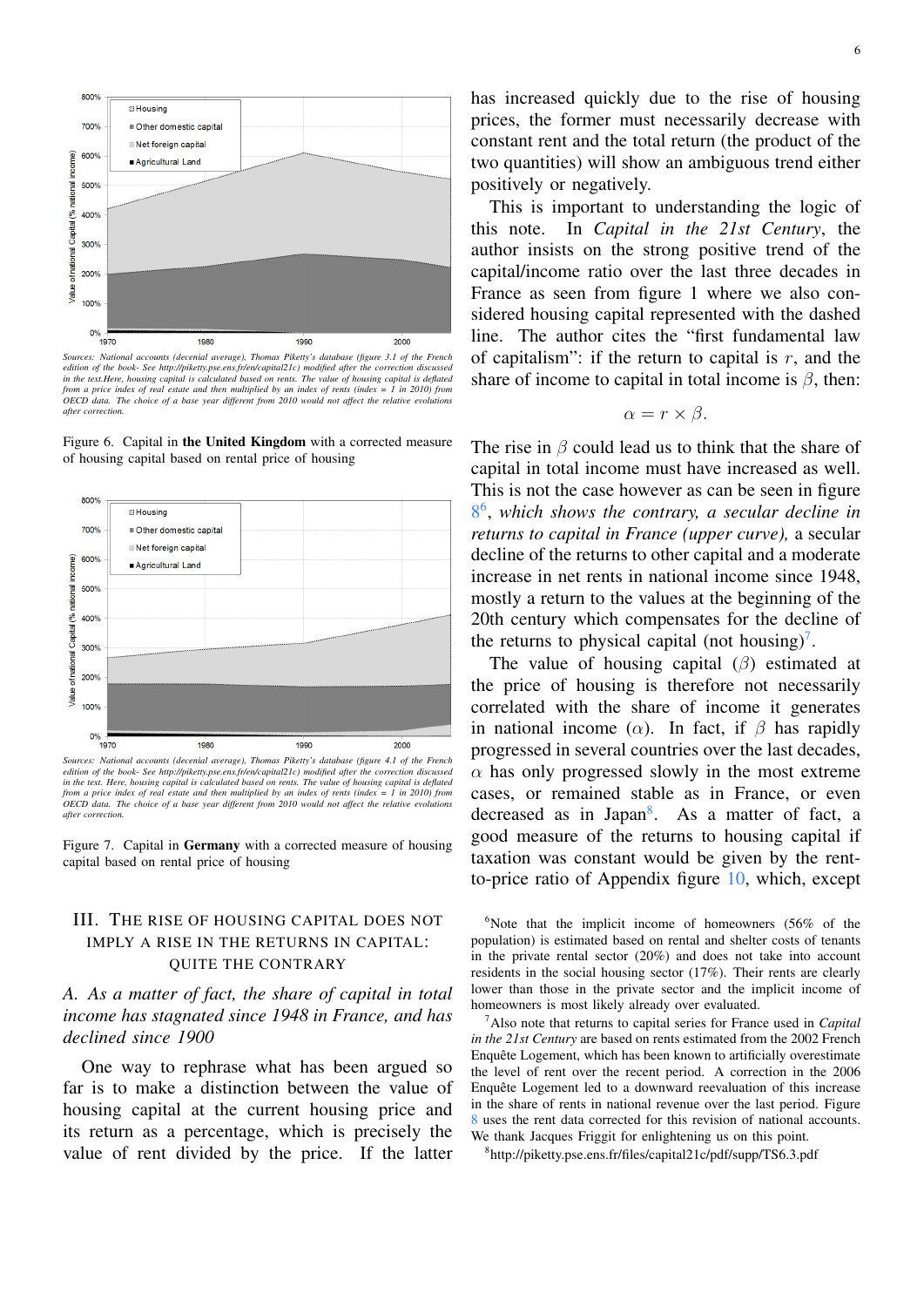Sources: National accounts (decenial average), Thomas Piketty's database (figure 3.1 of the French edition of the book- See http://piketty.pse.ens.fr/en/capital21c) modified after the correction discussed in the text.Here, housing capital is calculated based on rents. The value of housing capital is deflated from a price index of real estate and then multiplied by an index of rents (index = 1 in 2010) from OECD data. The choice of a base year different from 2010 would not affect the relative evolutions after correction.

Figure 6. Capital in **the United Kingdom** with a corrected measure of housing capital based on rental price of housing

Sources: National accounts (decenial average), Thomas Piketty's database (figure 4.1 of the French edition of the book- See http://piketty.pse.ens.fr/en/capital21c) modified after the correction discussed in the text. Here, housing capital is calculated based on rents. The value of housing capital is deflated from a price index of real estate and then multiplied by an index of rents (index = 1 in 2010) from OECD data. The choice of a base year different from 2010 would not affect the relative evolutions after correction.

Figure 7. Capital in **Germany** with a corrected measure of housing capital based on rental price of housing

## III. The rise of housing capital does not imply a rise in the returns in capital: quite the contrary

### A. *As a matter of fact, the share of capital in total income has stagnated since 1948 in France, and has declined since 1900*

One way to rephrase what has been argued so far is to make a distinction between the value of housing capital at the current housing price and its return as a percentage, which is precisely the value of rent divided by the price. If the latter has increased quickly due to the rise of housing prices, the former must necessarily decrease with constant rent and the total return (the product of the two quantities) will show an ambiguous trend either positively or negatively.

This is important to understanding the logic of this note. In *Capital in the 21st Century*, the author insists on the strong positive trend of the capital/income ratio over the last three decades in France as seen from figure 1 where we also considered housing capital represented with the dashed line. The author cites the "first fundamental law of capitalism": if the return to capital is $r$, and the share of income to capital in total income is $\beta$, then:

$$\alpha = r \times \beta.$$

The rise in $\beta$ could lead us to think that the share of capital in total income must have increased as well. This is not the case however as can be seen in figure 8[6], *which shows the contrary, a secular decline in returns to capital in France (upper curve),* a secular decline of the returns to other capital and a moderate increase in net rents in national income since 1948, mostly a return to the values at the beginning of the 20th century which compensates for the decline of the returns to physical capital (not housing)[7].

The value of housing capital ($\beta$) estimated at the price of housing is therefore not necessarily correlated with the share of income it generates in national income ($\alpha$). In fact, if $\beta$ has rapidly progressed in several countries over the last decades, $\alpha$ has only progressed slowly in the most extreme cases, or remained stable as in France, or even decreased as in Japan[8]. As a matter of fact, a good measure of the returns to housing capital if taxation was constant would be given by the rent-to-price ratio of Appendix figure 10, which, except

[6]Note that the implicit income of homeowners (56% of the population) is estimated based on rental and shelter costs of tenants in the private rental sector (20%) and does not take into account residents in the social housing sector (17%). Their rents are clearly lower than those in the private sector and the implicit income of homeowners is most likely already over evaluated.

[7]Also note that returns to capital series for France used in *Capital in the 21st Century* are based on rents estimated from the 2002 French Enquête Logement, which has been known to artificially overestimate the level of rent over the recent period. A correction in the 2006 Enquête Logement led to a downward reevaluation of this increase in the share of rents in national revenue over the last period. Figure 8 uses the rent data corrected for this revision of national accounts. We thank Jacques Friggit for enlightening us on this point.

[8]http://piketty.pse.ens.fr/files/capital21c/pdf/supp/TS6.3.pdf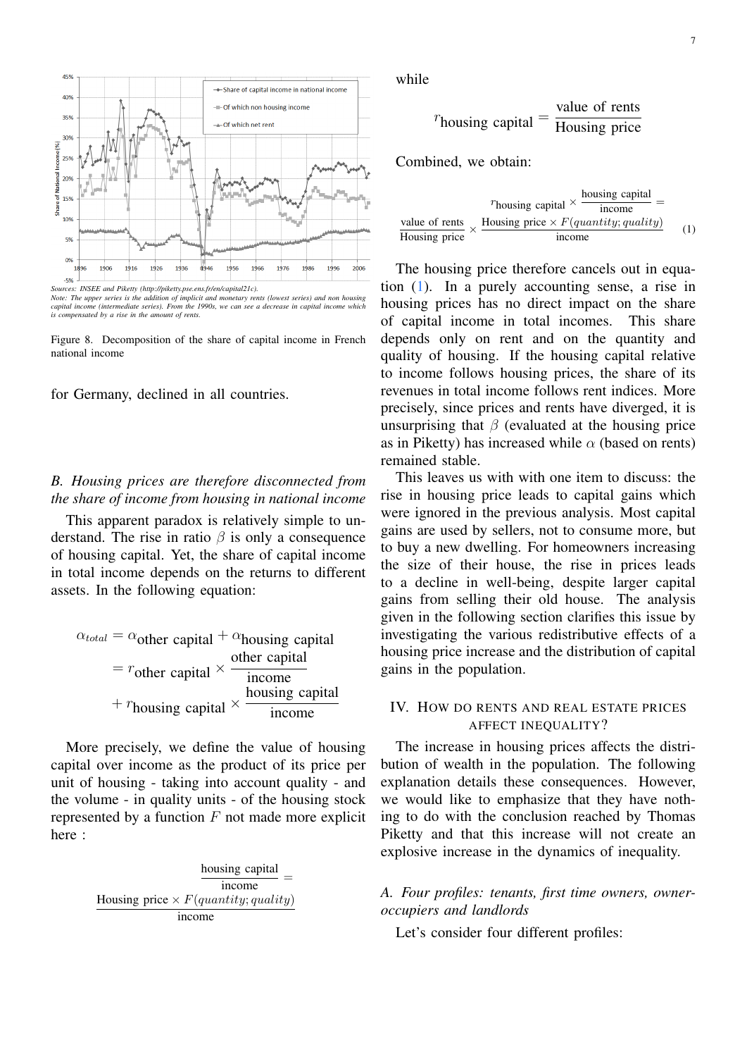Sources: INSEE and Piketty (http://piketty.pse.ens.fr/en/capital21c).
Note: The upper series is the addition of implicit and monetary rents (lowest series) and non housing capital income (intermediate series). From the 1990s, we can see a decrease in capital income which is compensated by a rise in the amount of rents.

Figure 8. Decomposition of the share of capital income in French national income

for Germany, declined in all countries.

### *B. Housing prices are therefore disconnected from the share of income from housing in national income*

This apparent paradox is relatively simple to understand. The rise in ratio $\beta$ is only a consequence of housing capital. Yet, the share of capital income in total income depends on the returns to different assets. In the following equation:

$$\alpha_{total} = \alpha_{\text{other capital}} + \alpha_{\text{housing capital}} = r_{\text{other capital}} \times \frac{\text{other capital}}{\text{income}} + r_{\text{housing capital}} \times \frac{\text{housing capital}}{\text{income}}$$

More precisely, we define the value of housing capital over income as the product of its price per unit of housing - taking into account quality - and the volume - in quality units - of the housing stock represented by a function $F$ not made more explicit here :

$$\frac{\text{housing capital}}{\text{income}} = \frac{\text{Housing price} \times F(quantity; quality)}{\text{income}}$$

while

$$r_{\text{housing capital}} = \frac{\text{value of rents}}{\text{Housing price}}$$

Combined, we obtain:

$$r_{\text{housing capital}} \times \frac{\text{housing capital}}{\text{income}} = \frac{\text{value of rents}}{\text{Housing price}} \times \frac{\text{Housing price} \times F(quantity; quality)}{\text{income}} \quad (1)$$

The housing price therefore cancels out in equation (1). In a purely accounting sense, a rise in housing prices has no direct impact on the share of capital income in total incomes. This share depends only on rent and on the quantity and quality of housing. If the housing capital relative to income follows housing prices, the share of its revenues in total income follows rent indices. More precisely, since prices and rents have diverged, it is unsurprising that $\beta$ (evaluated at the housing price as in Piketty) has increased while $\alpha$ (based on rents) remained stable.

This leaves us with with one item to discuss: the rise in housing price leads to capital gains which were ignored in the previous analysis. Most capital gains are used by sellers, not to consume more, but to buy a new dwelling. For homeowners increasing the size of their house, the rise in prices leads to a decline in well-being, despite larger capital gains from selling their old house. The analysis given in the following section clarifies this issue by investigating the various redistributive effects of a housing price increase and the distribution of capital gains in the population.

## IV. How do rents and real estate prices affect inequality?

The increase in housing prices affects the distribution of wealth in the population. The following explanation details these consequences. However, we would like to emphasize that they have nothing to do with the conclusion reached by Thomas Piketty and that this increase will not create an explosive increase in the dynamics of inequality.

### *A. Four profiles: tenants, first time owners, owner-occupiers and landlords*

Let's consider four different profiles: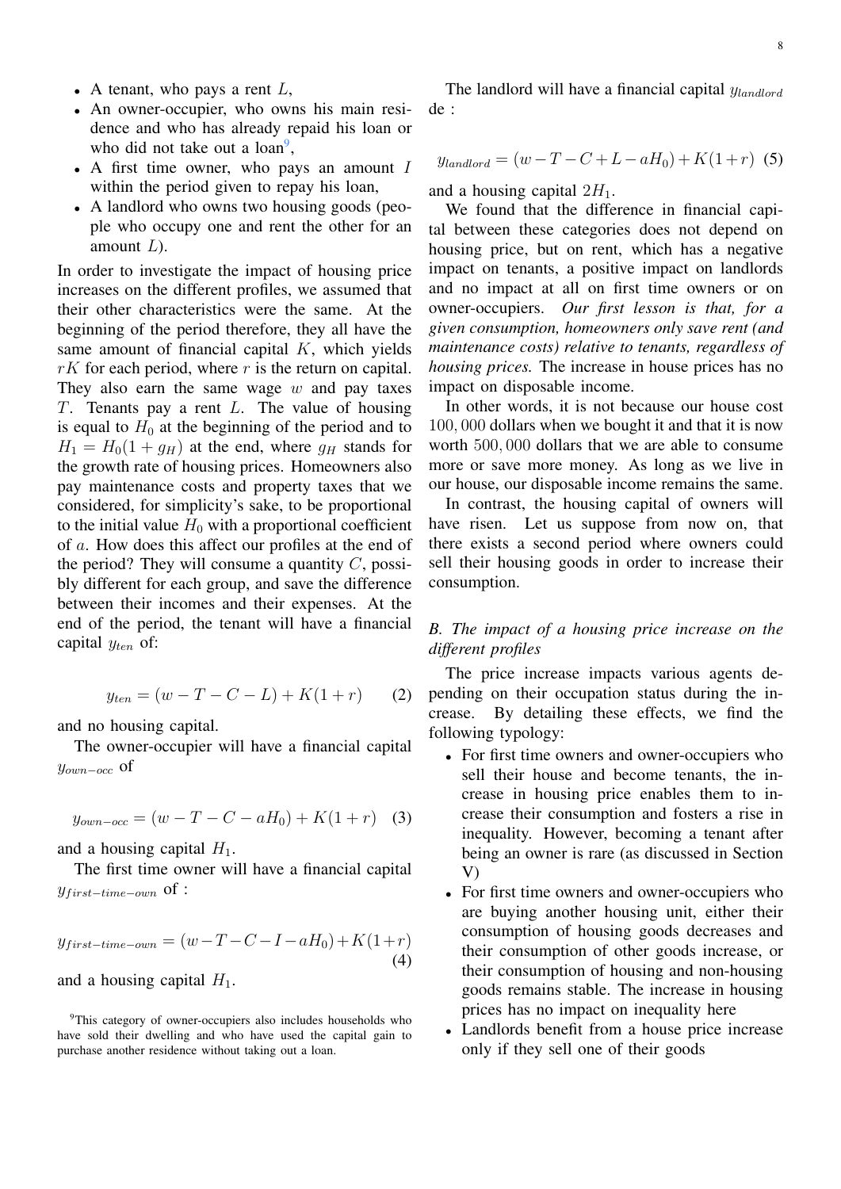- A tenant, who pays a rent $L$,
- An owner-occupier, who owns his main residence and who has already repaid his loan or who did not take out a loan[9],
- A first time owner, who pays an amount $I$ within the period given to repay his loan,
- A landlord who owns two housing goods (people who occupy one and rent the other for an amount $L$).

In order to investigate the impact of housing price increases on the different profiles, we assumed that their other characteristics were the same. At the beginning of the period therefore, they all have the same amount of financial capital $K$, which yields $rK$ for each period, where $r$ is the return on capital. They also earn the same wage $w$ and pay taxes $T$. Tenants pay a rent $L$. The value of housing is equal to $H_0$ at the beginning of the period and to $H_1 = H_0(1 + g_H)$ at the end, where $g_H$ stands for the growth rate of housing prices. Homeowners also pay maintenance costs and property taxes that we considered, for simplicity's sake, to be proportional to the initial value $H_0$ with a proportional coefficient of $a$. How does this affect our profiles at the end of the period? They will consume a quantity $C$, possibly different for each group, and save the difference between their incomes and their expenses. At the end of the period, the tenant will have a financial capital $y_{ten}$ of:

$$y_{ten} = (w - T - C - L) + K(1 + r) \qquad (2)$$

and no housing capital.

The owner-occupier will have a financial capital $y_{own-occ}$ of

$$y_{own-occ} = (w - T - C - aH_0) + K(1 + r) \quad (3)$$

and a housing capital $H_1$.

The first time owner will have a financial capital $y_{first-time-own}$ of :

$$y_{first-time-own} = (w - T - C - I - aH_0) + K(1 + r) \quad (4)$$

and a housing capital $H_1$.

The landlord will have a financial capital $y_{landlord}$ de :

$$y_{landlord} = (w - T - C + L - aH_0) + K(1 + r) \quad (5)$$

and a housing capital $2H_1$.

We found that the difference in financial capital between these categories does not depend on housing price, but on rent, which has a negative impact on tenants, a positive impact on landlords and no impact at all on first time owners or on owner-occupiers. *Our first lesson is that, for a given consumption, homeowners only save rent (and maintenance costs) relative to tenants, regardless of housing prices.* The increase in house prices has no impact on disposable income.

In other words, it is not because our house cost $100,000$ dollars when we bought it and that it is now worth $500,000$ dollars that we are able to consume more or save more money. As long as we live in our house, our disposable income remains the same.

In contrast, the housing capital of owners will have risen. Let us suppose from now on, that there exists a second period where owners could sell their housing goods in order to increase their consumption.

### *B. The impact of a housing price increase on the different profiles*

The price increase impacts various agents depending on their occupation status during the increase. By detailing these effects, we find the following typology:

- For first time owners and owner-occupiers who sell their house and become tenants, the increase in housing price enables them to increase their consumption and fosters a rise in inequality. However, becoming a tenant after being an owner is rare (as discussed in Section V)
- For first time owners and owner-occupiers who are buying another housing unit, either their consumption of housing goods decreases and their consumption of other goods increase, or their consumption of housing and non-housing goods remains stable. The increase in housing prices has no impact on inequality here
- Landlords benefit from a house price increase only if they sell one of their goods

[9] This category of owner-occupiers also includes households who have sold their dwelling and who have used the capital gain to purchase another residence without taking out a loan.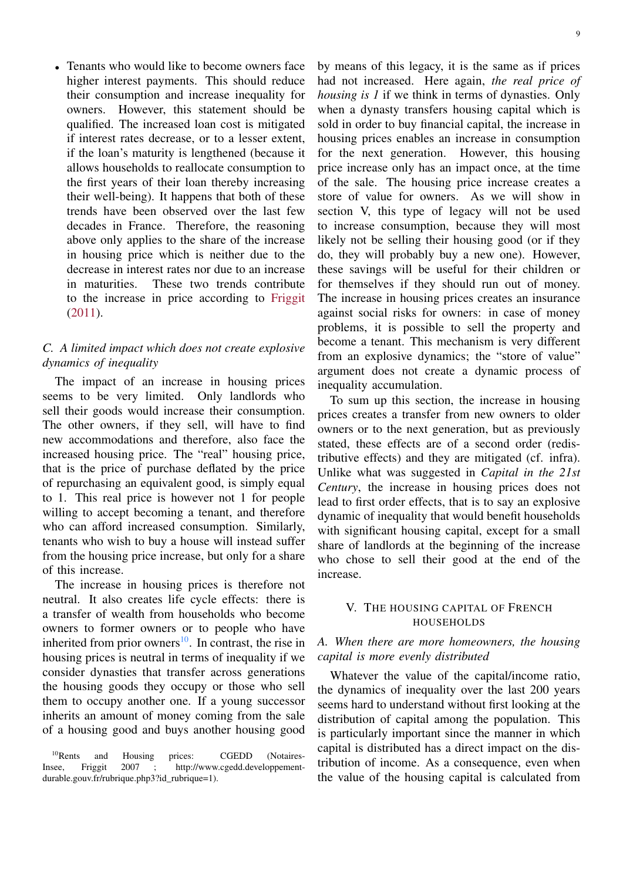- Tenants who would like to become owners face higher interest payments. This should reduce their consumption and increase inequality for owners. However, this statement should be qualified. The increased loan cost is mitigated if interest rates decrease, or to a lesser extent, if the loan's maturity is lengthened (because it allows households to reallocate consumption to the first years of their loan thereby increasing their well-being). It happens that both of these trends have been observed over the last few decades in France. Therefore, the reasoning above only applies to the share of the increase in housing price which is neither due to the decrease in interest rates nor due to an increase in maturities. These two trends contribute to the increase in price according to Friggit (2011).

### C. A limited impact which does not create explosive dynamics of inequality

The impact of an increase in housing prices seems to be very limited. Only landlords who sell their goods would increase their consumption. The other owners, if they sell, will have to find new accommodations and therefore, also face the increased housing price. The "real" housing price, that is the price of purchase deflated by the price of repurchasing an equivalent good, is simply equal to 1. This real price is however not 1 for people willing to accept becoming a tenant, and therefore who can afford increased consumption. Similarly, tenants who wish to buy a house will instead suffer from the housing price increase, but only for a share of this increase.

The increase in housing prices is therefore not neutral. It also creates life cycle effects: there is a transfer of wealth from households who become owners to former owners or to people who have inherited from prior owners[10]. In contrast, the rise in housing prices is neutral in terms of inequality if we consider dynasties that transfer across generations the housing goods they occupy or those who sell them to occupy another one. If a young successor inherits an amount of money coming from the sale of a housing good and buys another housing good by means of this legacy, it is the same as if prices had not increased. Here again, *the real price of housing is 1* if we think in terms of dynasties. Only when a dynasty transfers housing capital which is sold in order to buy financial capital, the increase in housing prices enables an increase in consumption for the next generation. However, this housing price increase only has an impact once, at the time of the sale. The housing price increase creates a store of value for owners. As we will show in section V, this type of legacy will not be used to increase consumption, because they will most likely not be selling their housing good (or if they do, they will probably buy a new one). However, these savings will be useful for their children or for themselves if they should run out of money. The increase in housing prices creates an insurance against social risks for owners: in case of money problems, it is possible to sell the property and become a tenant. This mechanism is very different from an explosive dynamics; the "store of value" argument does not create a dynamic process of inequality accumulation.

To sum up this section, the increase in housing prices creates a transfer from new owners to older owners or to the next generation, but as previously stated, these effects are of a second order (redistributive effects) and they are mitigated (cf. infra). Unlike what was suggested in *Capital in the 21st Century*, the increase in housing prices does not lead to first order effects, that is to say an explosive dynamic of inequality that would benefit households with significant housing capital, except for a small share of landlords at the beginning of the increase who chose to sell their good at the end of the increase.

## V. The housing capital of French households

### A. When there are more homeowners, the housing capital is more evenly distributed

Whatever the value of the capital/income ratio, the dynamics of inequality over the last 200 years seems hard to understand without first looking at the distribution of capital among the population. This is particularly important since the manner in which capital is distributed has a direct impact on the distribution of income. As a consequence, even when the value of the housing capital is calculated from

[10] Rents and Housing prices: CGEDD (Notaires-Insee, Friggit 2007 ; http://www.cgedd.developpement-durable.gouv.fr/rubrique.php3?id_rubrique=1).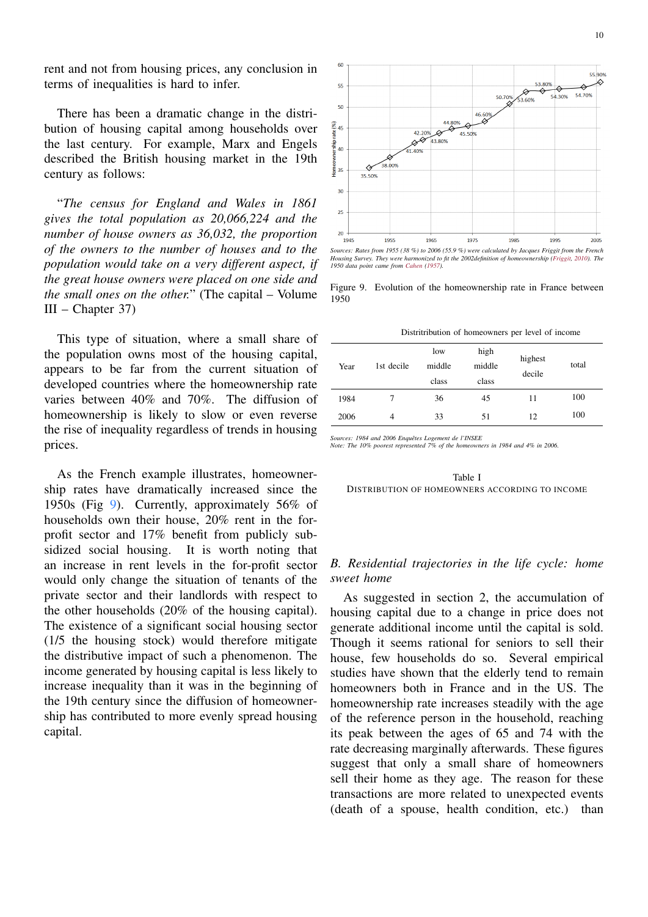rent and not from housing prices, any conclusion in terms of inequalities is hard to infer.

There has been a dramatic change in the distribution of housing capital among households over the last century. For example, Marx and Engels described the British housing market in the 19th century as follows:

"*The census for England and Wales in 1861 gives the total population as 20,066,224 and the number of house owners as 36,032, the proportion of the owners to the number of houses and to the population would take on a very different aspect, if the great house owners were placed on one side and the small ones on the other.*" (The capital – Volume III – Chapter 37)

This type of situation, where a small share of the population owns most of the housing capital, appears to be far from the current situation of developed countries where the homeownership rate varies between 40% and 70%. The diffusion of homeownership is likely to slow or even reverse the rise of inequality regardless of trends in housing prices.

As the French example illustrates, homeownership rates have dramatically increased since the 1950s (Fig 9). Currently, approximately 56% of households own their house, 20% rent in the for-profit sector and 17% benefit from publicly subsidized social housing. It is worth noting that an increase in rent levels in the for-profit sector would only change the situation of tenants of the private sector and their landlords with respect to the other households (20% of the housing capital). The existence of a significant social housing sector (1/5 the housing stock) would therefore mitigate the distributive impact of such a phenomenon. The income generated by housing capital is less likely to increase inequality than it was in the beginning of the 19th century since the diffusion of homeownership has contributed to more evenly spread housing capital.

*Sources: Rates from 1955 (38 %) to 2006 (55.9 %) were calculated by Jacques Friggit from the French Housing Survey. They were harmonized to fit the 2002definition of homeownership (Friggit, 2010). The 1950 data point came from Cahen (1957).*

Figure 9. Evolution of the homeownership rate in France between 1950

Distritribution of homeowners per level of income

| Year | 1st decile | low middle class | high middle class | highest decile | total |
|---|---|---|---|---|---|
| 1984 | 7 | 36 | 45 | 11 | 100 |
| 2006 | 4 | 33 | 51 | 12 | 100 |

*Sources: 1984 and 2006 Enquêtes Logement de l'INSEE*
*Note: The 10% poorest represented 7% of the homeowners in 1984 and 4% in 2006.*

Table I
DISTRIBUTION OF HOMEOWNERS ACCORDING TO INCOME

### *B. Residential trajectories in the life cycle: home sweet home*

As suggested in section 2, the accumulation of housing capital due to a change in price does not generate additional income until the capital is sold. Though it seems rational for seniors to sell their house, few households do so. Several empirical studies have shown that the elderly tend to remain homeowners both in France and in the US. The homeownership rate increases steadily with the age of the reference person in the household, reaching its peak between the ages of 65 and 74 with the rate decreasing marginally afterwards. These figures suggest that only a small share of homeowners sell their home as they age. The reason for these transactions are more related to unexpected events (death of a spouse, health condition, etc.) than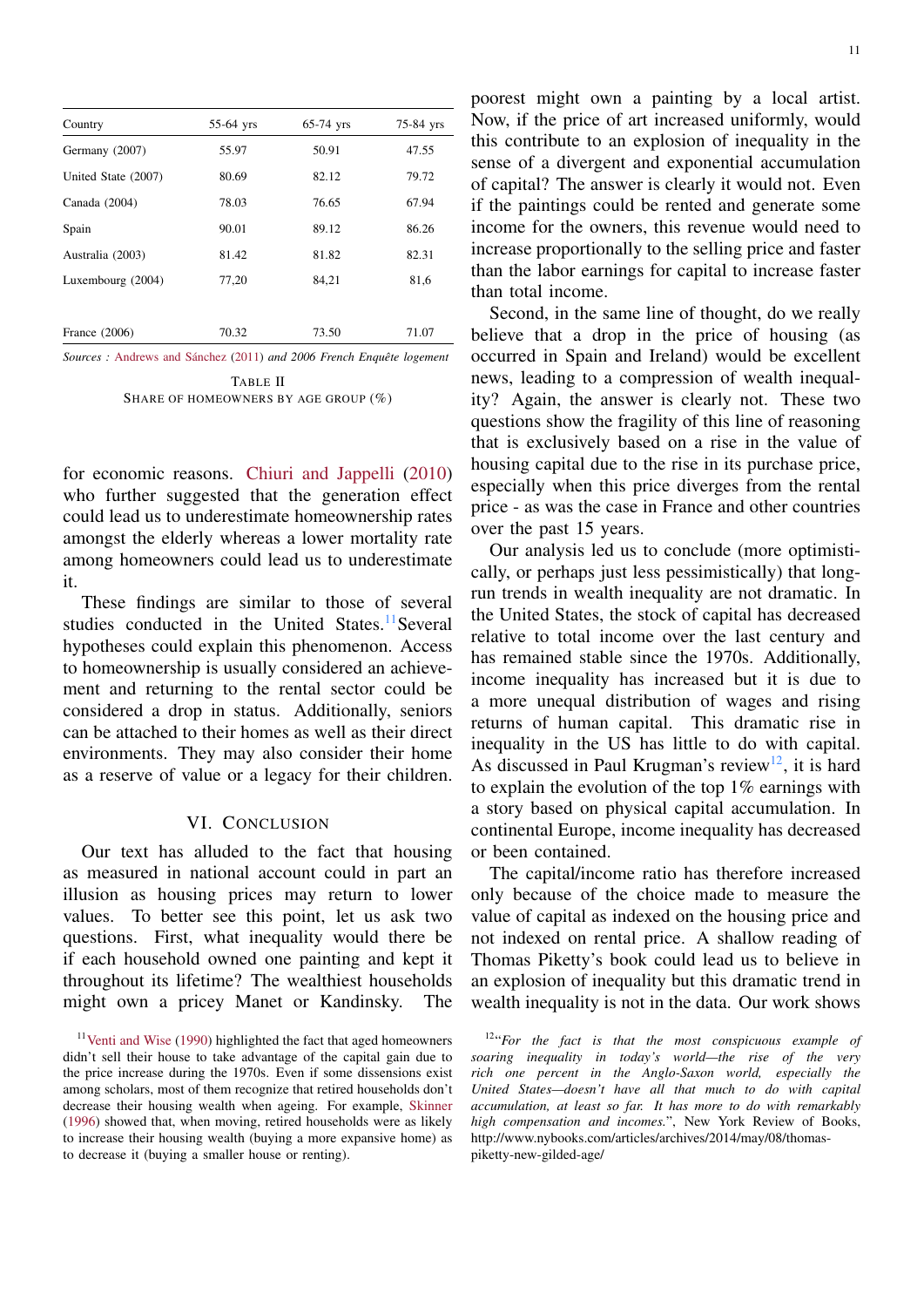| Country | 55-64 yrs | 65-74 yrs | 75-84 yrs |
|---|---|---|---|
| Germany (2007) | 55.97 | 50.91 | 47.55 |
| United State (2007) | 80.69 | 82.12 | 79.72 |
| Canada (2004) | 78.03 | 76.65 | 67.94 |
| Spain | 90.01 | 89.12 | 86.26 |
| Australia (2003) | 81.42 | 81.82 | 82.31 |
| Luxembourg (2004) | 77,20 | 84,21 | 81,6 |
| France (2006) | 70.32 | 73.50 | 71.07 |

*Sources : Andrews and Sánchez (2011) and 2006 French Enquête logement*

TABLE II
SHARE OF HOMEOWNERS BY AGE GROUP (%)

for economic reasons. Chiuri and Jappelli (2010) who further suggested that the generation effect could lead us to underestimate homeownership rates amongst the elderly whereas a lower mortality rate among homeowners could lead us to underestimate it.

These findings are similar to those of several studies conducted in the United States.[11] Several hypotheses could explain this phenomenon. Access to homeownership is usually considered an achievement and returning to the rental sector could be considered a drop in status. Additionally, seniors can be attached to their homes as well as their direct environments. They may also consider their home as a reserve of value or a legacy for their children.

## VI. CONCLUSION

Our text has alluded to the fact that housing as measured in national account could in part an illusion as housing prices may return to lower values. To better see this point, let us ask two questions. First, what inequality would there be if each household owned one painting and kept it throughout its lifetime? The wealthiest households might own a pricey Manet or Kandinsky. The poorest might own a painting by a local artist. Now, if the price of art increased uniformly, would this contribute to an explosion of inequality in the sense of a divergent and exponential accumulation of capital? The answer is clearly it would not. Even if the paintings could be rented and generate some income for the owners, this revenue would need to increase proportionally to the selling price and faster than the labor earnings for capital to increase faster than total income.

Second, in the same line of thought, do we really believe that a drop in the price of housing (as occurred in Spain and Ireland) would be excellent news, leading to a compression of wealth inequality? Again, the answer is clearly not. These two questions show the fragility of this line of reasoning that is exclusively based on a rise in the value of housing capital due to the rise in its purchase price, especially when this price diverges from the rental price - as was the case in France and other countries over the past 15 years.

Our analysis led us to conclude (more optimistically, or perhaps just less pessimistically) that long-run trends in wealth inequality are not dramatic. In the United States, the stock of capital has decreased relative to total income over the last century and has remained stable since the 1970s. Additionally, income inequality has increased but it is due to a more unequal distribution of wages and rising returns of human capital. This dramatic rise in inequality in the US has little to do with capital. As discussed in Paul Krugman's review[12], it is hard to explain the evolution of the top 1% earnings with a story based on physical capital accumulation. In continental Europe, income inequality has decreased or been contained.

The capital/income ratio has therefore increased only because of the choice made to measure the value of capital as indexed on the housing price and not indexed on rental price. A shallow reading of Thomas Piketty's book could lead us to believe in an explosion of inequality but this dramatic trend in wealth inequality is not in the data. Our work shows

[11] Venti and Wise (1990) highlighted the fact that aged homeowners didn't sell their house to take advantage of the capital gain due to the price increase during the 1970s. Even if some dissensions exist among scholars, most of them recognize that retired households don't decrease their housing wealth when ageing. For example, Skinner (1996) showed that, when moving, retired households were as likely to increase their housing wealth (buying a more expansive home) as to decrease it (buying a smaller house or renting).

[12] "*For the fact is that the most conspicuous example of soaring inequality in today's world—the rise of the very rich one percent in the Anglo-Saxon world, especially the United States—doesn't have all that much to do with capital accumulation, at least so far. It has more to do with remarkably high compensation and incomes.*", New York Review of Books, http://www.nybooks.com/articles/archives/2014/may/08/thomas-piketty-new-gilded-age/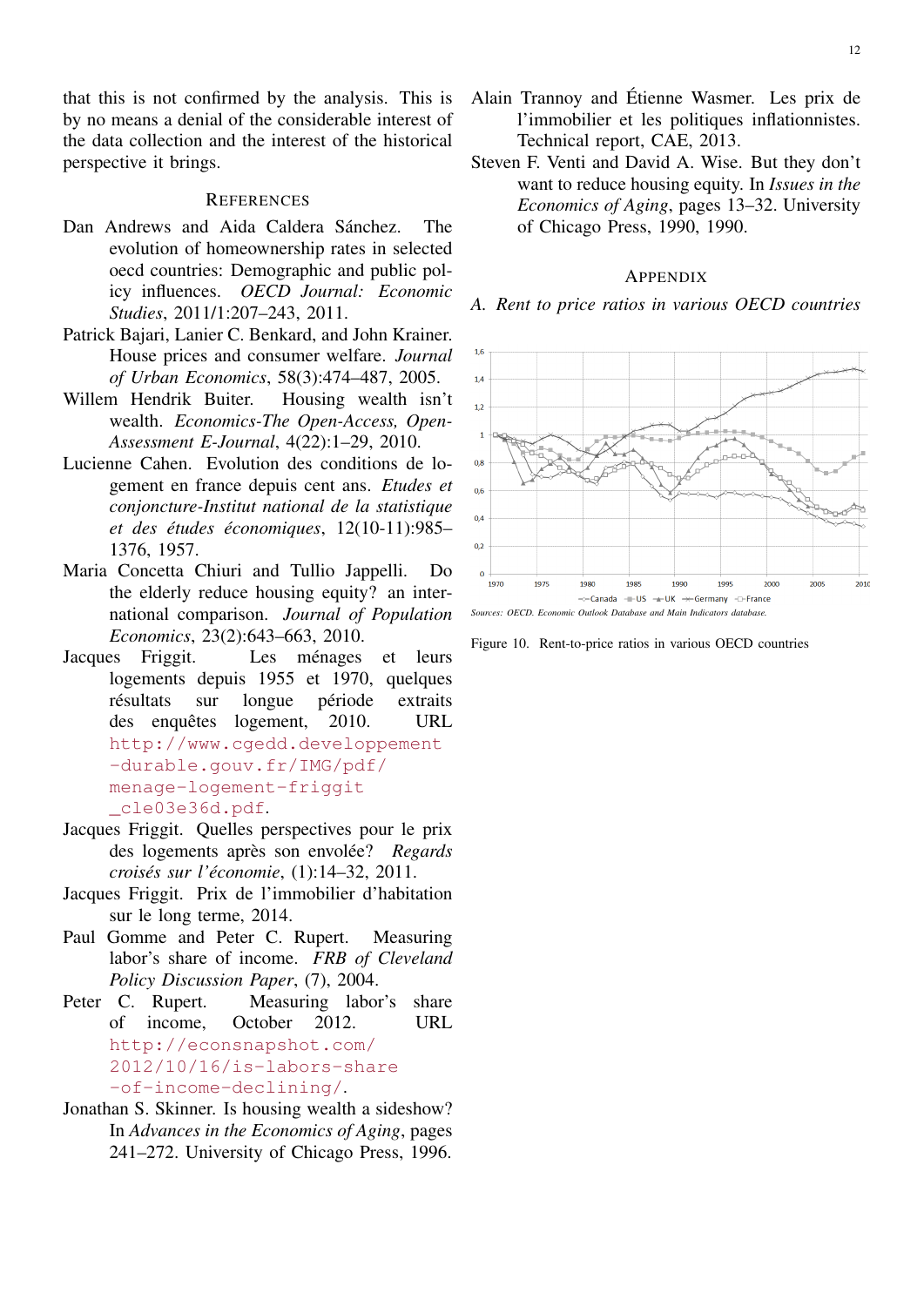that this is not confirmed by the analysis. This is by no means a denial of the considerable interest of the data collection and the interest of the historical perspective it brings.

## References

Dan Andrews and Aida Caldera Sánchez. The evolution of homeownership rates in selected oecd countries: Demographic and public policy influences. *OECD Journal: Economic Studies*, 2011/1:207–243, 2011.

Patrick Bajari, Lanier C. Benkard, and John Krainer. House prices and consumer welfare. *Journal of Urban Economics*, 58(3):474–487, 2005.

Willem Hendrik Buiter. Housing wealth isn't wealth. *Economics-The Open-Access, Open-Assessment E-Journal*, 4(22):1–29, 2010.

Lucienne Cahen. Evolution des conditions de logement en france depuis cent ans. *Etudes et conjoncture-Institut national de la statistique et des études économiques*, 12(10-11):985–1376, 1957.

Maria Concetta Chiuri and Tullio Jappelli. Do the elderly reduce housing equity? an international comparison. *Journal of Population Economics*, 23(2):643–663, 2010.

Jacques Friggit. Les ménages et leurs logements depuis 1955 et 1970, quelques résultats sur longue période extraits des enquêtes logement, 2010. URL http://www.cgedd.developpement-durable.gouv.fr/IMG/pdf/menage-logement-friggit_cle03e36d.pdf.

Jacques Friggit. Quelles perspectives pour le prix des logements après son envolée? *Regards croisés sur l'économie*, (1):14–32, 2011.

Jacques Friggit. Prix de l'immobilier d'habitation sur le long terme, 2014.

Paul Gomme and Peter C. Rupert. Measuring labor's share of income. *FRB of Cleveland Policy Discussion Paper*, (7), 2004.

Peter C. Rupert. Measuring labor's share of income, October 2012. URL http://econsnapshot.com/2012/10/16/is-labors-share-of-income-declining/.

Jonathan S. Skinner. Is housing wealth a sideshow? In *Advances in the Economics of Aging*, pages 241–272. University of Chicago Press, 1996.

Alain Trannoy and Étienne Wasmer. Les prix de l'immobilier et les politiques inflationnistes. Technical report, CAE, 2013.

Steven F. Venti and David A. Wise. But they don't want to reduce housing equity. In *Issues in the Economics of Aging*, pages 13–32. University of Chicago Press, 1990, 1990.

## Appendix

### A. Rent to price ratios in various OECD countries

1,6
1,4
1,2
1
0,8
0,6
0,4
0,2
0
1970 1975 1980 1985 1990 1995 2000 2005 2010
Canada US UK Germany France

*Sources: OECD. Economic Outlook Database and Main Indicators database.*

Figure 10. Rent-to-price ratios in various OECD countries